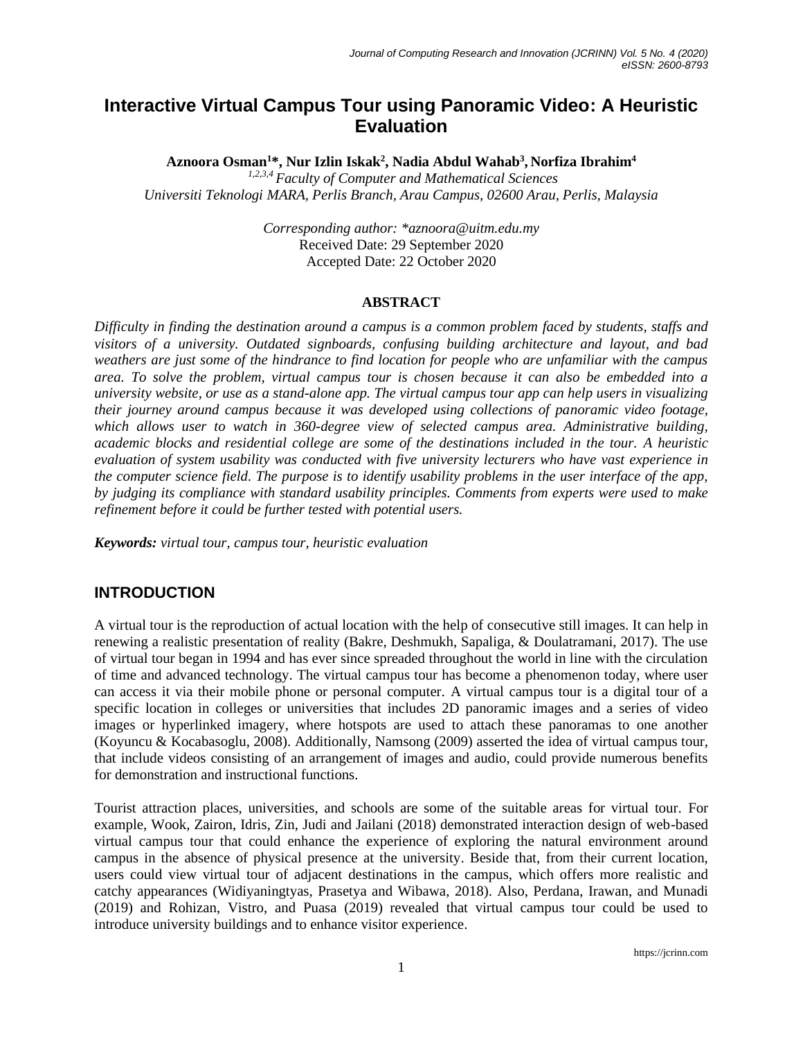# Interactive Virtual Campus Tour using Panoramic Video: A Heuristic Evaluation

**Aznoora Osman[1]*, Nur Izlin Iskak[2], Nadia Abdul Wahab[3], Norfiza Ibrahim[4]**

*[1,2,3,4] Faculty of Computer and Mathematical Sciences*
*Universiti Teknologi MARA, Perlis Branch, Arau Campus, 02600 Arau, Perlis, Malaysia*

*Corresponding author: *aznoora@uitm.edu.my*
Received Date: 29 September 2020
Accepted Date: 22 October 2020

## ABSTRACT

*Difficulty in finding the destination around a campus is a common problem faced by students, staffs and visitors of a university. Outdated signboards, confusing building architecture and layout, and bad weathers are just some of the hindrance to find location for people who are unfamiliar with the campus area. To solve the problem, virtual campus tour is chosen because it can also be embedded into a university website, or use as a stand-alone app. The virtual campus tour app can help users in visualizing their journey around campus because it was developed using collections of panoramic video footage, which allows user to watch in 360-degree view of selected campus area. Administrative building, academic blocks and residential college are some of the destinations included in the tour. A heuristic evaluation of system usability was conducted with five university lecturers who have vast experience in the computer science field. The purpose is to identify usability problems in the user interface of the app, by judging its compliance with standard usability principles. Comments from experts were used to make refinement before it could be further tested with potential users.*

***Keywords:*** *virtual tour, campus tour, heuristic evaluation*

## INTRODUCTION

A virtual tour is the reproduction of actual location with the help of consecutive still images. It can help in renewing a realistic presentation of reality (Bakre, Deshmukh, Sapaliga, & Doulatramani, 2017). The use of virtual tour began in 1994 and has ever since spreaded throughout the world in line with the circulation of time and advanced technology. The virtual campus tour has become a phenomenon today, where user can access it via their mobile phone or personal computer. A virtual campus tour is a digital tour of a specific location in colleges or universities that includes 2D panoramic images and a series of video images or hyperlinked imagery, where hotspots are used to attach these panoramas to one another (Koyuncu & Kocabasoglu, 2008). Additionally, Namsong (2009) asserted the idea of virtual campus tour, that include videos consisting of an arrangement of images and audio, could provide numerous benefits for demonstration and instructional functions.

Tourist attraction places, universities, and schools are some of the suitable areas for virtual tour. For example, Wook, Zairon, Idris, Zin, Judi and Jailani (2018) demonstrated interaction design of web-based virtual campus tour that could enhance the experience of exploring the natural environment around campus in the absence of physical presence at the university. Beside that, from their current location, users could view virtual tour of adjacent destinations in the campus, which offers more realistic and catchy appearances (Widiyaningtyas, Prasetya and Wibawa, 2018). Also, Perdana, Irawan, and Munadi (2019) and Rohizan, Vistro, and Puasa (2019) revealed that virtual campus tour could be used to introduce university buildings and to enhance visitor experience.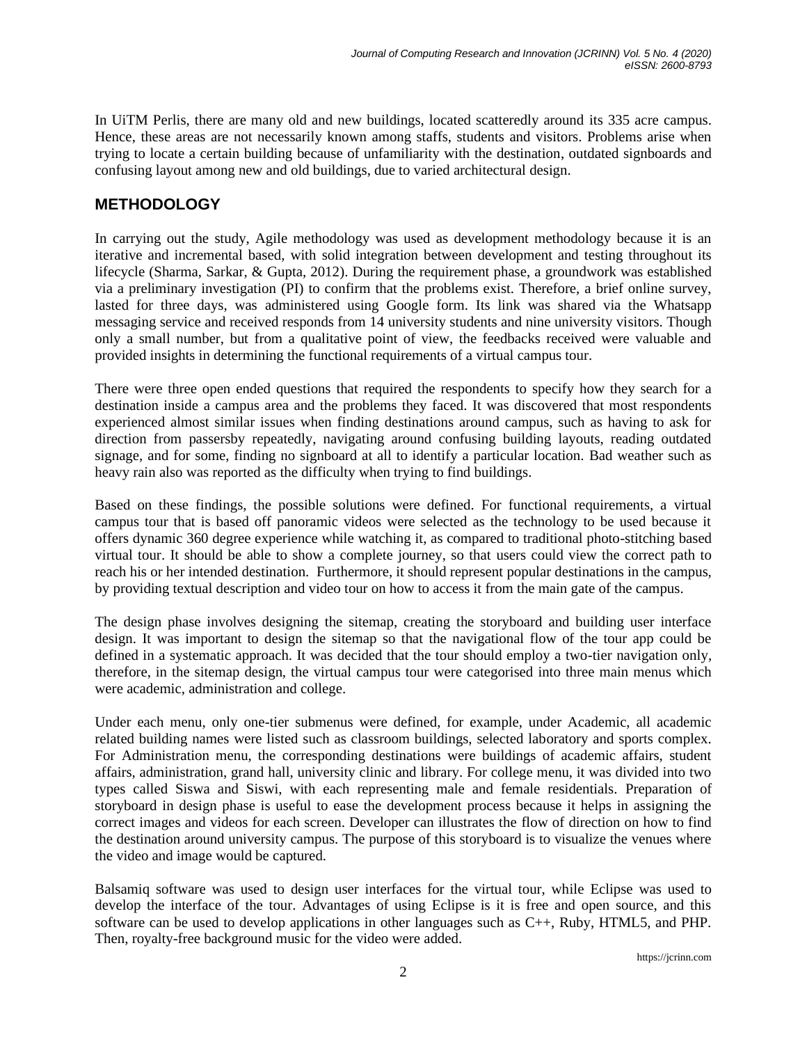In UiTM Perlis, there are many old and new buildings, located scatteredly around its 335 acre campus. Hence, these areas are not necessarily known among staffs, students and visitors. Problems arise when trying to locate a certain building because of unfamiliarity with the destination, outdated signboards and confusing layout among new and old buildings, due to varied architectural design.

## METHODOLOGY

In carrying out the study, Agile methodology was used as development methodology because it is an iterative and incremental based, with solid integration between development and testing throughout its lifecycle (Sharma, Sarkar, & Gupta, 2012). During the requirement phase, a groundwork was established via a preliminary investigation (PI) to confirm that the problems exist. Therefore, a brief online survey, lasted for three days, was administered using Google form. Its link was shared via the Whatsapp messaging service and received responds from 14 university students and nine university visitors. Though only a small number, but from a qualitative point of view, the feedbacks received were valuable and provided insights in determining the functional requirements of a virtual campus tour.

There were three open ended questions that required the respondents to specify how they search for a destination inside a campus area and the problems they faced. It was discovered that most respondents experienced almost similar issues when finding destinations around campus, such as having to ask for direction from passersby repeatedly, navigating around confusing building layouts, reading outdated signage, and for some, finding no signboard at all to identify a particular location. Bad weather such as heavy rain also was reported as the difficulty when trying to find buildings.

Based on these findings, the possible solutions were defined. For functional requirements, a virtual campus tour that is based off panoramic videos were selected as the technology to be used because it offers dynamic 360 degree experience while watching it, as compared to traditional photo-stitching based virtual tour. It should be able to show a complete journey, so that users could view the correct path to reach his or her intended destination. Furthermore, it should represent popular destinations in the campus, by providing textual description and video tour on how to access it from the main gate of the campus.

The design phase involves designing the sitemap, creating the storyboard and building user interface design. It was important to design the sitemap so that the navigational flow of the tour app could be defined in a systematic approach. It was decided that the tour should employ a two-tier navigation only, therefore, in the sitemap design, the virtual campus tour were categorised into three main menus which were academic, administration and college.

Under each menu, only one-tier submenus were defined, for example, under Academic, all academic related building names were listed such as classroom buildings, selected laboratory and sports complex. For Administration menu, the corresponding destinations were buildings of academic affairs, student affairs, administration, grand hall, university clinic and library. For college menu, it was divided into two types called Siswa and Siswi, with each representing male and female residentials. Preparation of storyboard in design phase is useful to ease the development process because it helps in assigning the correct images and videos for each screen. Developer can illustrates the flow of direction on how to find the destination around university campus. The purpose of this storyboard is to visualize the venues where the video and image would be captured.

Balsamiq software was used to design user interfaces for the virtual tour, while Eclipse was used to develop the interface of the tour. Advantages of using Eclipse is it is free and open source, and this software can be used to develop applications in other languages such as C++, Ruby, HTML5, and PHP. Then, royalty-free background music for the video were added.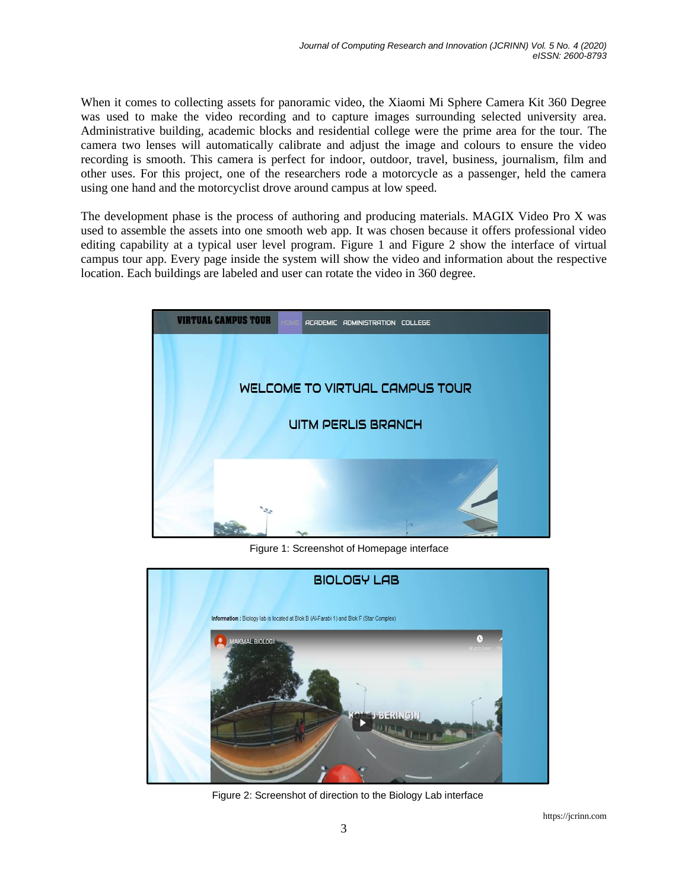When it comes to collecting assets for panoramic video, the Xiaomi Mi Sphere Camera Kit 360 Degree was used to make the video recording and to capture images surrounding selected university area. Administrative building, academic blocks and residential college were the prime area for the tour. The camera two lenses will automatically calibrate and adjust the image and colours to ensure the video recording is smooth. This camera is perfect for indoor, outdoor, travel, business, journalism, film and other uses. For this project, one of the researchers rode a motorcycle as a passenger, held the camera using one hand and the motorcyclist drove around campus at low speed.

The development phase is the process of authoring and producing materials. MAGIX Video Pro X was used to assemble the assets into one smooth web app. It was chosen because it offers professional video editing capability at a typical user level program. Figure 1 and Figure 2 show the interface of virtual campus tour app. Every page inside the system will show the video and information about the respective location. Each buildings are labeled and user can rotate the video in 360 degree.

Figure 1: Screenshot of Homepage interface

Figure 2: Screenshot of direction to the Biology Lab interface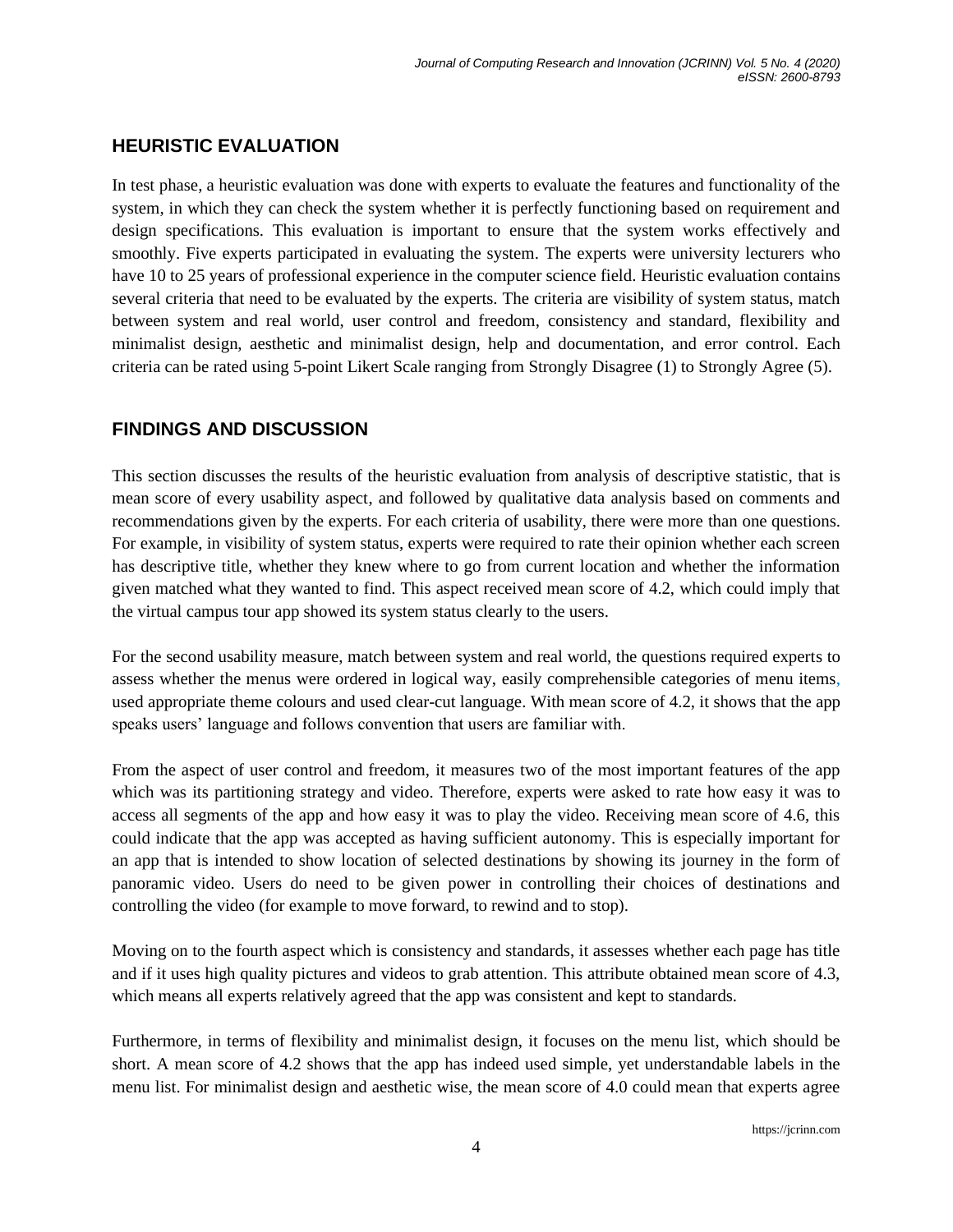## HEURISTIC EVALUATION

In test phase, a heuristic evaluation was done with experts to evaluate the features and functionality of the system, in which they can check the system whether it is perfectly functioning based on requirement and design specifications. This evaluation is important to ensure that the system works effectively and smoothly. Five experts participated in evaluating the system. The experts were university lecturers who have 10 to 25 years of professional experience in the computer science field. Heuristic evaluation contains several criteria that need to be evaluated by the experts. The criteria are visibility of system status, match between system and real world, user control and freedom, consistency and standard, flexibility and minimalist design, aesthetic and minimalist design, help and documentation, and error control. Each criteria can be rated using 5-point Likert Scale ranging from Strongly Disagree (1) to Strongly Agree (5).

## FINDINGS AND DISCUSSION

This section discusses the results of the heuristic evaluation from analysis of descriptive statistic, that is mean score of every usability aspect, and followed by qualitative data analysis based on comments and recommendations given by the experts. For each criteria of usability, there were more than one questions. For example, in visibility of system status, experts were required to rate their opinion whether each screen has descriptive title, whether they knew where to go from current location and whether the information given matched what they wanted to find. This aspect received mean score of 4.2, which could imply that the virtual campus tour app showed its system status clearly to the users.

For the second usability measure, match between system and real world, the questions required experts to assess whether the menus were ordered in logical way, easily comprehensible categories of menu items, used appropriate theme colours and used clear-cut language. With mean score of 4.2, it shows that the app speaks users' language and follows convention that users are familiar with.

From the aspect of user control and freedom, it measures two of the most important features of the app which was its partitioning strategy and video. Therefore, experts were asked to rate how easy it was to access all segments of the app and how easy it was to play the video. Receiving mean score of 4.6, this could indicate that the app was accepted as having sufficient autonomy. This is especially important for an app that is intended to show location of selected destinations by showing its journey in the form of panoramic video. Users do need to be given power in controlling their choices of destinations and controlling the video (for example to move forward, to rewind and to stop).

Moving on to the fourth aspect which is consistency and standards, it assesses whether each page has title and if it uses high quality pictures and videos to grab attention. This attribute obtained mean score of 4.3, which means all experts relatively agreed that the app was consistent and kept to standards.

Furthermore, in terms of flexibility and minimalist design, it focuses on the menu list, which should be short. A mean score of 4.2 shows that the app has indeed used simple, yet understandable labels in the menu list. For minimalist design and aesthetic wise, the mean score of 4.0 could mean that experts agree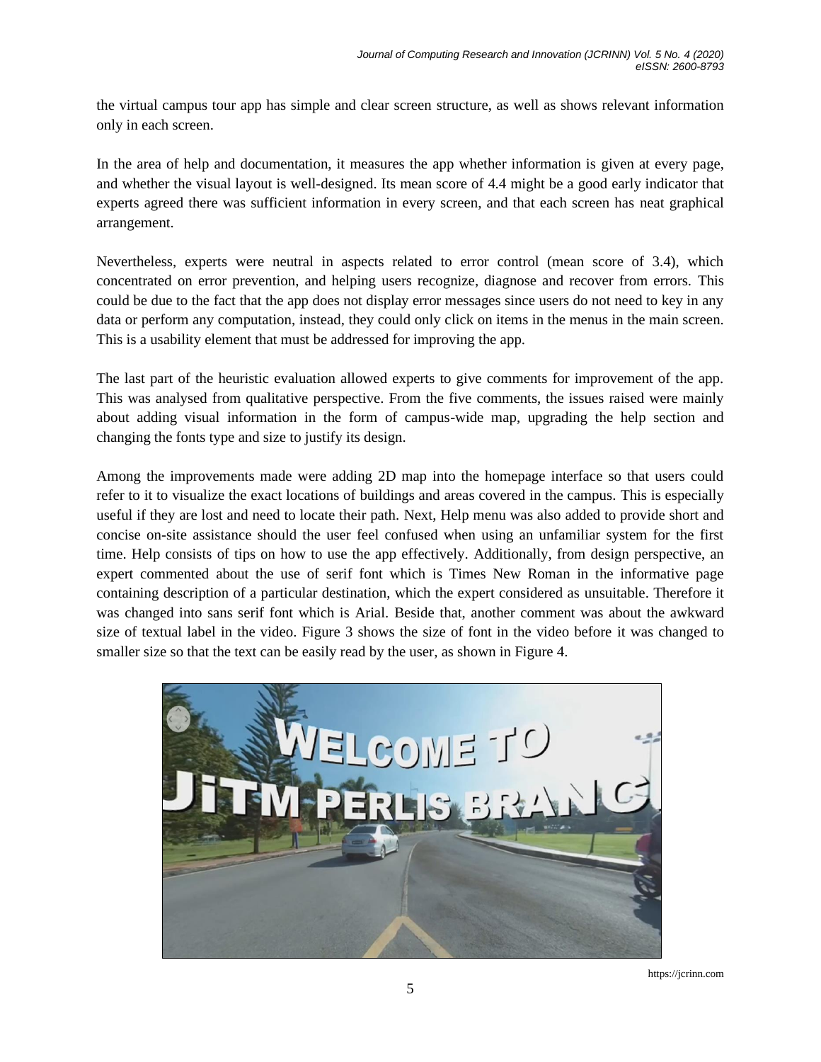the virtual campus tour app has simple and clear screen structure, as well as shows relevant information only in each screen.

In the area of help and documentation, it measures the app whether information is given at every page, and whether the visual layout is well-designed. Its mean score of 4.4 might be a good early indicator that experts agreed there was sufficient information in every screen, and that each screen has neat graphical arrangement.

Nevertheless, experts were neutral in aspects related to error control (mean score of 3.4), which concentrated on error prevention, and helping users recognize, diagnose and recover from errors. This could be due to the fact that the app does not display error messages since users do not need to key in any data or perform any computation, instead, they could only click on items in the menus in the main screen. This is a usability element that must be addressed for improving the app.

The last part of the heuristic evaluation allowed experts to give comments for improvement of the app. This was analysed from qualitative perspective. From the five comments, the issues raised were mainly about adding visual information in the form of campus-wide map, upgrading the help section and changing the fonts type and size to justify its design.

Among the improvements made were adding 2D map into the homepage interface so that users could refer to it to visualize the exact locations of buildings and areas covered in the campus. This is especially useful if they are lost and need to locate their path. Next, Help menu was also added to provide short and concise on-site assistance should the user feel confused when using an unfamiliar system for the first time. Help consists of tips on how to use the app effectively. Additionally, from design perspective, an expert commented about the use of serif font which is Times New Roman in the informative page containing description of a particular destination, which the expert considered as unsuitable. Therefore it was changed into sans serif font which is Arial. Beside that, another comment was about the awkward size of textual label in the video. Figure 3 shows the size of font in the video before it was changed to smaller size so that the text can be easily read by the user, as shown in Figure 4.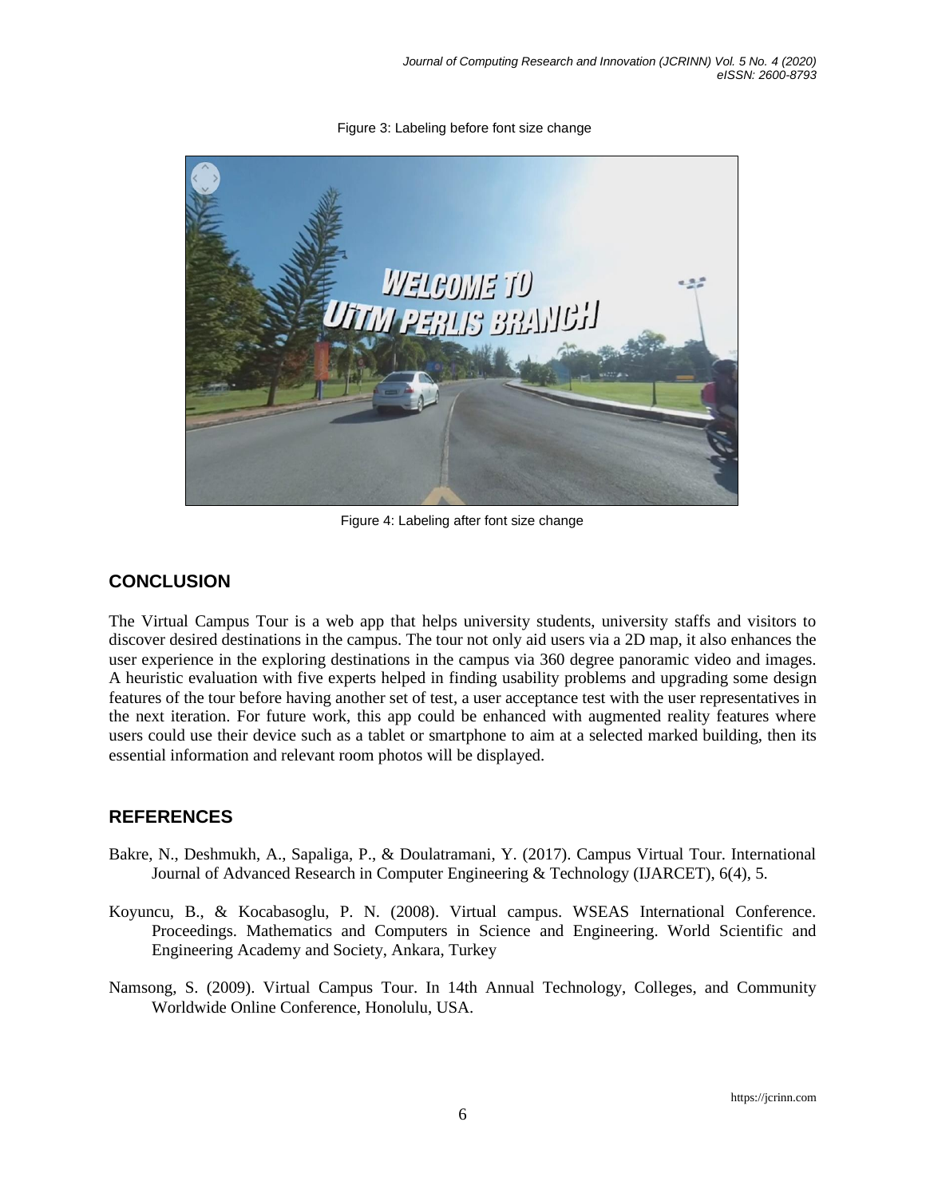Figure 3: Labeling before font size change

Figure 4: Labeling after font size change

## CONCLUSION

The Virtual Campus Tour is a web app that helps university students, university staffs and visitors to discover desired destinations in the campus. The tour not only aid users via a 2D map, it also enhances the user experience in the exploring destinations in the campus via 360 degree panoramic video and images. A heuristic evaluation with five experts helped in finding usability problems and upgrading some design features of the tour before having another set of test, a user acceptance test with the user representatives in the next iteration. For future work, this app could be enhanced with augmented reality features where users could use their device such as a tablet or smartphone to aim at a selected marked building, then its essential information and relevant room photos will be displayed.

## REFERENCES

Bakre, N., Deshmukh, A., Sapaliga, P., & Doulatramani, Y. (2017). Campus Virtual Tour. International Journal of Advanced Research in Computer Engineering & Technology (IJARCET), 6(4), 5.

Koyuncu, B., & Kocabasoglu, P. N. (2008). Virtual campus. WSEAS International Conference. Proceedings. Mathematics and Computers in Science and Engineering. World Scientific and Engineering Academy and Society, Ankara, Turkey

Namsong, S. (2009). Virtual Campus Tour. In 14th Annual Technology, Colleges, and Community Worldwide Online Conference, Honolulu, USA.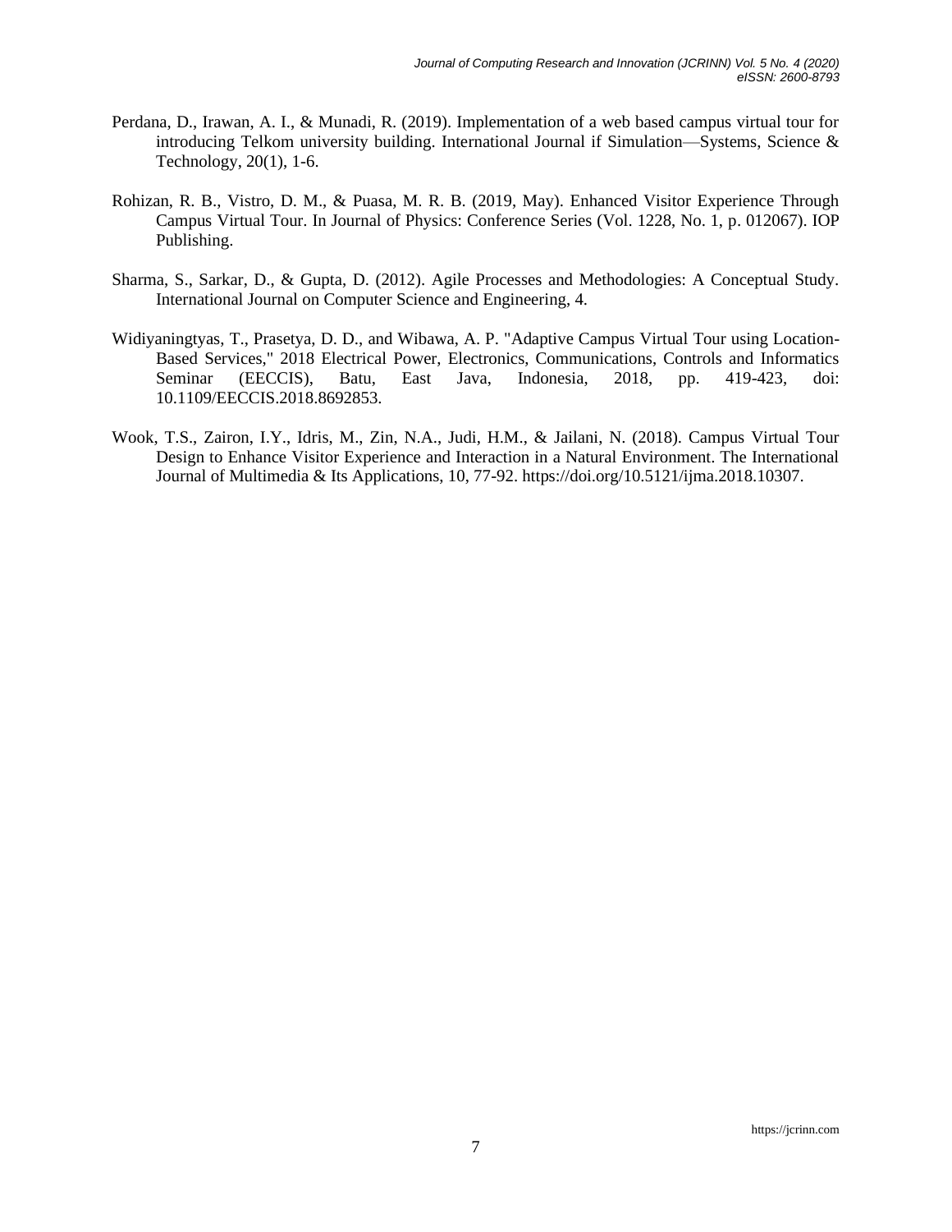Perdana, D., Irawan, A. I., & Munadi, R. (2019). Implementation of a web based campus virtual tour for introducing Telkom university building. International Journal if Simulation—Systems, Science & Technology, 20(1), 1-6.

Rohizan, R. B., Vistro, D. M., & Puasa, M. R. B. (2019, May). Enhanced Visitor Experience Through Campus Virtual Tour. In Journal of Physics: Conference Series (Vol. 1228, No. 1, p. 012067). IOP Publishing.

Sharma, S., Sarkar, D., & Gupta, D. (2012). Agile Processes and Methodologies: A Conceptual Study. International Journal on Computer Science and Engineering, 4.

Widiyaningtyas, T., Prasetya, D. D., and Wibawa, A. P. "Adaptive Campus Virtual Tour using Location-Based Services," 2018 Electrical Power, Electronics, Communications, Controls and Informatics Seminar (EECCIS), Batu, East Java, Indonesia, 2018, pp. 419-423, doi: 10.1109/EECCIS.2018.8692853.

Wook, T.S., Zairon, I.Y., Idris, M., Zin, N.A., Judi, H.M., & Jailani, N. (2018). Campus Virtual Tour Design to Enhance Visitor Experience and Interaction in a Natural Environment. The International Journal of Multimedia & Its Applications, 10, 77-92. https://doi.org/10.5121/ijma.2018.10307.